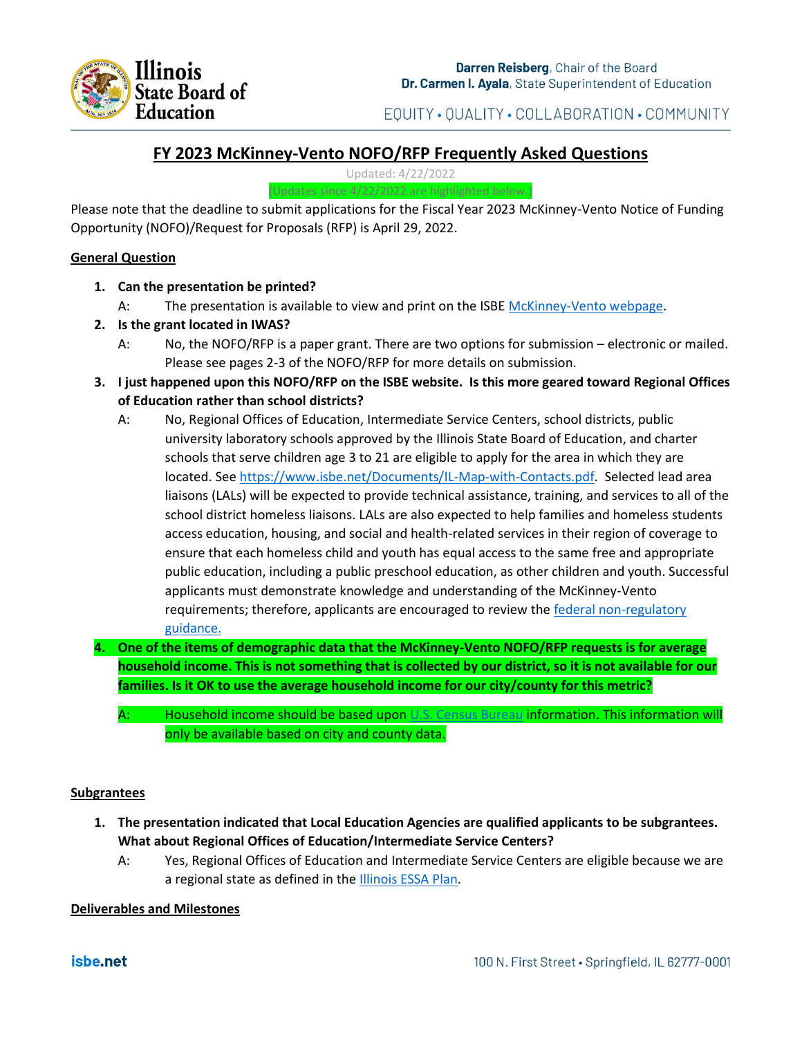# FY 2023 McKinney-Vento NOFO/RFP Frequently Asked Questions

Updated: 4/22/2022

(Updates since 4/22/2022 are highlighted below.)

Please note that the deadline to submit applications for the Fiscal Year 2023 McKinney-Vento Notice of Funding Opportunity (NOFO)/Request for Proposals (RFP) is April 29, 2022.

## General Question

1. **Can the presentation be printed?**

   A: The presentation is available to view and print on the ISBE McKinney-Vento webpage.

2. **Is the grant located in IWAS?**

   A: No, the NOFO/RFP is a paper grant. There are two options for submission – electronic or mailed. Please see pages 2-3 of the NOFO/RFP for more details on submission.

3. **I just happened upon this NOFO/RFP on the ISBE website. Is this more geared toward Regional Offices of Education rather than school districts?**

   A: No, Regional Offices of Education, Intermediate Service Centers, school districts, public university laboratory schools approved by the Illinois State Board of Education, and charter schools that serve children age 3 to 21 are eligible to apply for the area in which they are located. See https://www.isbe.net/Documents/IL-Map-with-Contacts.pdf. Selected lead area liaisons (LALs) will be expected to provide technical assistance, training, and services to all of the school district homeless liaisons. LALs are also expected to help families and homeless students access education, housing, and social and health-related services in their region of coverage to ensure that each homeless child and youth has equal access to the same free and appropriate public education, including a public preschool education, as other children and youth. Successful applicants must demonstrate knowledge and understanding of the McKinney-Vento requirements; therefore, applicants are encouraged to review the federal non-regulatory guidance.

4. **One of the items of demographic data that the McKinney-Vento NOFO/RFP requests is for average household income. This is not something that is collected by our district, so it is not available for our families. Is it OK to use the average household income for our city/county for this metric?**

   A: Household income should be based upon U.S. Census Bureau information. This information will only be available based on city and county data.

## Subgrantees

1. **The presentation indicated that Local Education Agencies are qualified applicants to be subgrantees. What about Regional Offices of Education/Intermediate Service Centers?**

   A: Yes, Regional Offices of Education and Intermediate Service Centers are eligible because we are a regional state as defined in the Illinois ESSA Plan.

## Deliverables and Milestones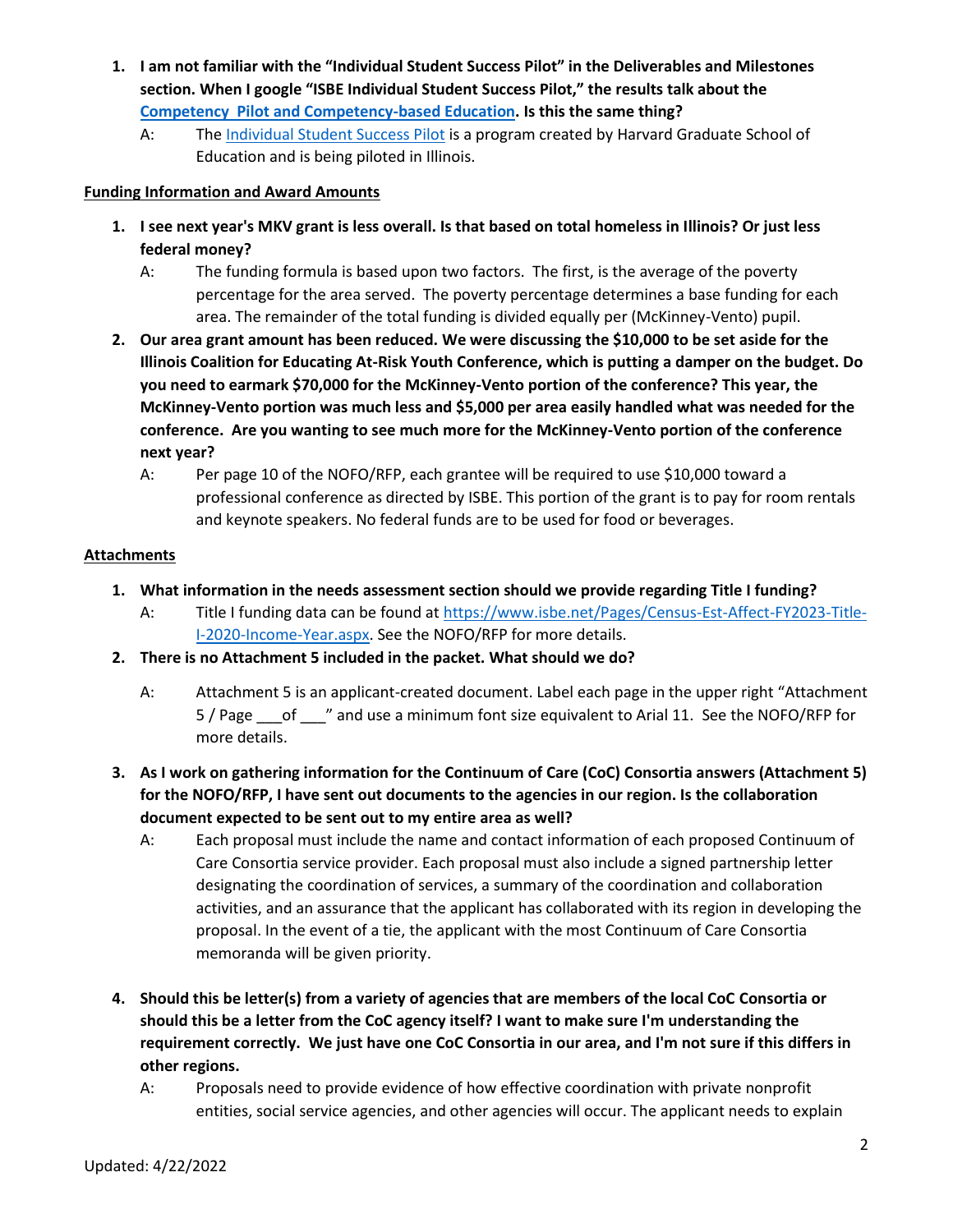1. **I am not familiar with the "Individual Student Success Pilot" in the Deliverables and Milestones section. When I google "ISBE Individual Student Success Pilot," the results talk about the [Competency Pilot and Competency-based Education](). Is this the same thing?**

   A: The [Individual Student Success Pilot]() is a program created by Harvard Graduate School of Education and is being piloted in Illinois.

**Funding Information and Award Amounts**

1. **I see next year's MKV grant is less overall. Is that based on total homeless in Illinois? Or just less federal money?**

   A: The funding formula is based upon two factors. The first, is the average of the poverty percentage for the area served. The poverty percentage determines a base funding for each area. The remainder of the total funding is divided equally per (McKinney-Vento) pupil.

2. **Our area grant amount has been reduced. We were discussing the $10,000 to be set aside for the Illinois Coalition for Educating At-Risk Youth Conference, which is putting a damper on the budget. Do you need to earmark $70,000 for the McKinney-Vento portion of the conference? This year, the McKinney-Vento portion was much less and $5,000 per area easily handled what was needed for the conference. Are you wanting to see much more for the McKinney-Vento portion of the conference next year?**

   A: Per page 10 of the NOFO/RFP, each grantee will be required to use $10,000 toward a professional conference as directed by ISBE. This portion of the grant is to pay for room rentals and keynote speakers. No federal funds are to be used for food or beverages.

**Attachments**

1. **What information in the needs assessment section should we provide regarding Title I funding?**

   A: Title I funding data can be found at [https://www.isbe.net/Pages/Census-Est-Affect-FY2023-Title-I-2020-Income-Year.aspx](https://www.isbe.net/Pages/Census-Est-Affect-FY2023-Title-I-2020-Income-Year.aspx). See the NOFO/RFP for more details.

2. **There is no Attachment 5 included in the packet. What should we do?**

   A: Attachment 5 is an applicant-created document. Label each page in the upper right "Attachment 5 / Page ___of ___" and use a minimum font size equivalent to Arial 11. See the NOFO/RFP for more details.

3. **As I work on gathering information for the Continuum of Care (CoC) Consortia answers (Attachment 5) for the NOFO/RFP, I have sent out documents to the agencies in our region. Is the collaboration document expected to be sent out to my entire area as well?**

   A: Each proposal must include the name and contact information of each proposed Continuum of Care Consortia service provider. Each proposal must also include a signed partnership letter designating the coordination of services, a summary of the coordination and collaboration activities, and an assurance that the applicant has collaborated with its region in developing the proposal. In the event of a tie, the applicant with the most Continuum of Care Consortia memoranda will be given priority.

4. **Should this be letter(s) from a variety of agencies that are members of the local CoC Consortia or should this be a letter from the CoC agency itself? I want to make sure I'm understanding the requirement correctly. We just have one CoC Consortia in our area, and I'm not sure if this differs in other regions.**

   A: Proposals need to provide evidence of how effective coordination with private nonprofit entities, social service agencies, and other agencies will occur. The applicant needs to explain

Updated: 4/22/2022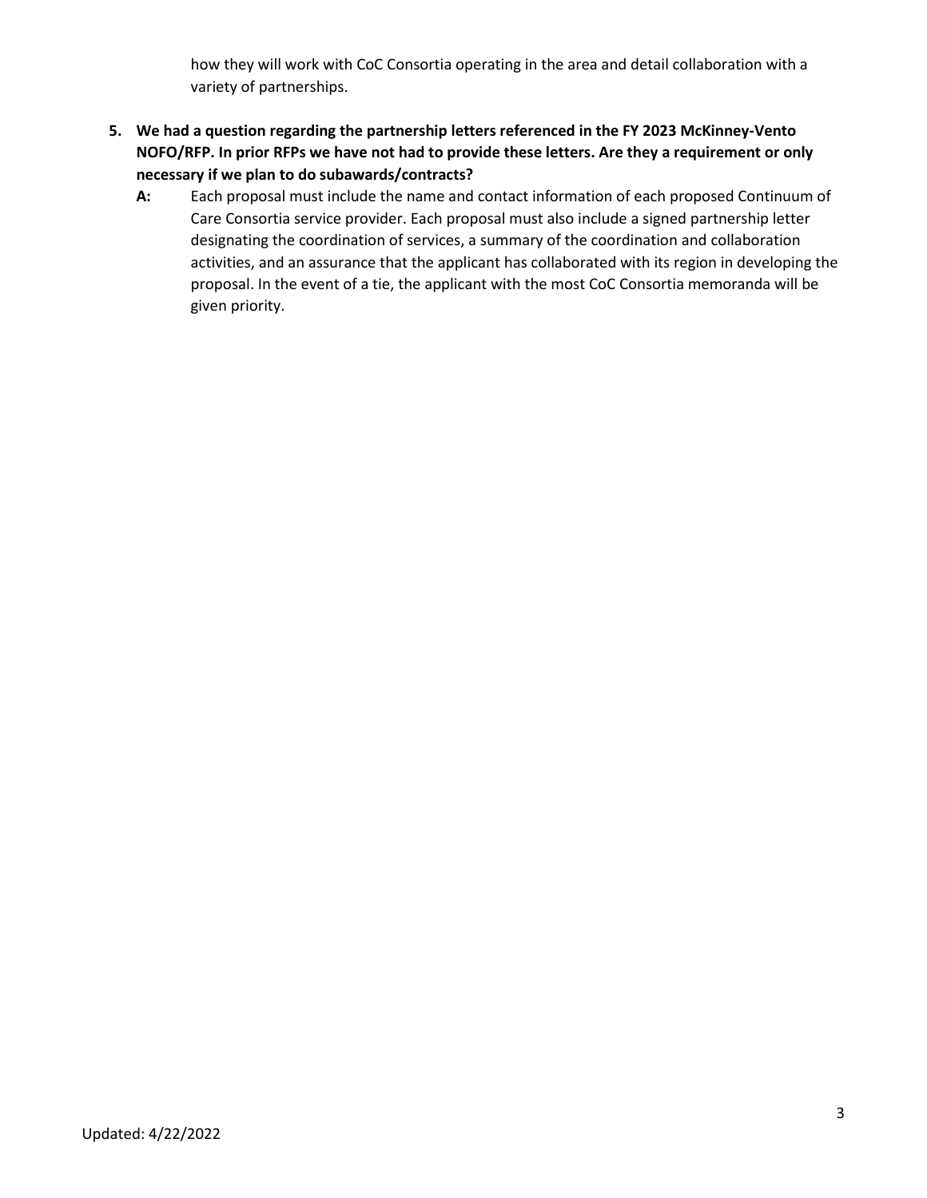how they will work with CoC Consortia operating in the area and detail collaboration with a variety of partnerships.

5. **We had a question regarding the partnership letters referenced in the FY 2023 McKinney-Vento NOFO/RFP. In prior RFPs we have not had to provide these letters. Are they a requirement or only necessary if we plan to do subawards/contracts?**

   **A:** Each proposal must include the name and contact information of each proposed Continuum of Care Consortia service provider. Each proposal must also include a signed partnership letter designating the coordination of services, a summary of the coordination and collaboration activities, and an assurance that the applicant has collaborated with its region in developing the proposal. In the event of a tie, the applicant with the most CoC Consortia memoranda will be given priority.